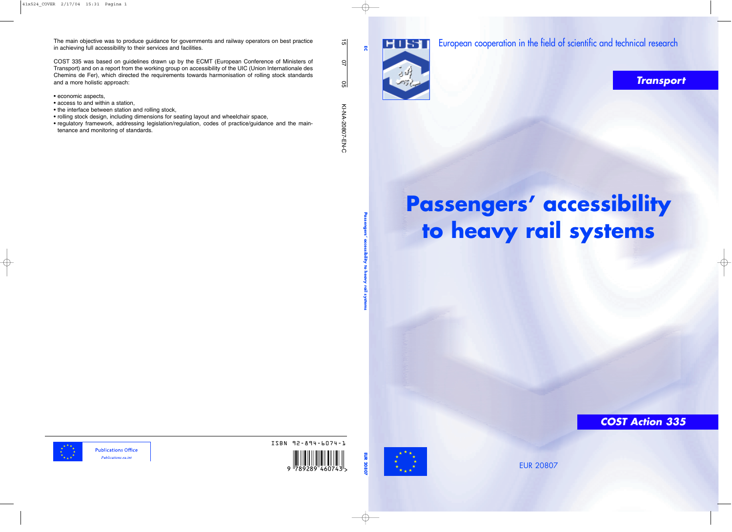# Passengers' accessibility to heavy rail systems

European cooperation in the field of scientific and technical research

**Transport**

**COST Action 335**

EUR 20807

---

The main objective was to produce guidance for governments and railway operators on best practice in achieving full accessibility to their services and facilities.

COST 335 was based on guidelines drawn up by the ECMT (European Conference of Ministers of Transport) and on a report from the working group on accessibility of the UIC (Union Internationale des Chemins de Fer), which directed the requirements towards harmonisation of rolling stock standards and a more holistic approach:

- economic aspects,
- access to and within a station,
- the interface between station and rolling stock,
- rolling stock design, including dimensions for seating layout and wheelchair space,
- regulatory framework, addressing legislation/regulation, codes of practice/guidance and the maintenance and monitoring of standards.

Publications Office
Publications.eu.int

ISBN 92-894-6074-1

KI-NA-20807-EN-C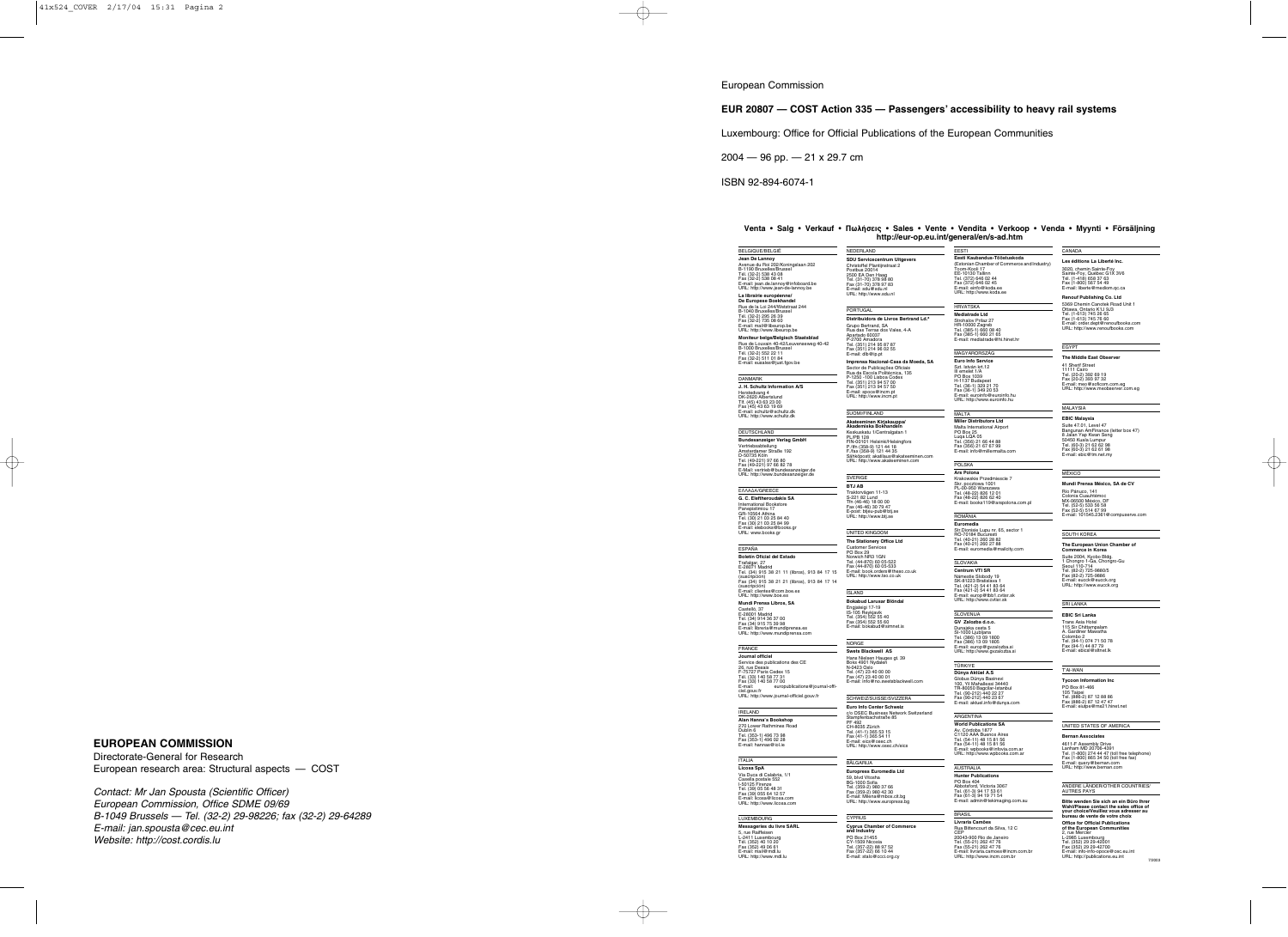European Commission

**EUR 20807 — COST Action 335 — Passengers' accessibility to heavy rail systems**

Luxembourg: Office for Official Publications of the European Communities

2004 — 96 pp. — 21 x 29.7 cm

ISBN 92-894-6074-1

## EUROPEAN COMMISSION

Directorate-General for Research
European research area: Structural aspects — COST

*Contact: Mr Jan Spousta (Scientific Officer)*
*European Commission, Office SDME 09/69*
*B-1049 Brussels — Tel. (32-2) 29-98226; fax (32-2) 29-64289*
*E-mail: jan.spousta@cec.eu.int*
*Website: http://cost.cordis.lu*

**Venta • Salg • Verkauf • Πωλήσεις • Sales • Vente • Vendita • Verkoop • Venda • Myynti • Försäljning**
**http://eur-op.eu.int/general/en/s-ad.htm**

BELGIQUE/BELGIË

**Jean De Lannoy**
Avenue du Roi 202/Koningslaan 202
B-1190 Bruxelles/Brussel
Tél. (32-2) 538 43 08
Fax (32-2) 538 08 41
E-mail: jean.de.lannoy@infoboard.be
URL: http://www.jean-de-lannoy.be

**La librairie européenne/**
**De Europese Boekhandel**
Rue de la Loi 244/Wetstraat 244
B-1040 Bruxelles/Brussel
Tél. (32-2) 295 26 39
Fax (32-2) 735 08 60
E-mail: mail@libeurop.be
URL: http://www.libeurop.be

**Moniteur belge/Belgisch Staatsblad**
Rue de Louvain 40-42/Leuvenseweg 40-42
B-1000 Bruxelles/Brussel
Tél. (32-2) 552 22 11
Fax (32-2) 511 01 84
E-mail: eusales@just.fgov.be

DANMARK

**J. H. Schultz Information A/S**
Herstedvang 4
DK-2620 Albertslund
Tlf. (45) 43 63 23 00
Fax (45) 43 63 19 69
E-mail: schultz@schultz.dk
URL: http://www.schultz.dk

DEUTSCHLAND

**Bundesanzeiger Verlag GmbH**
Vertriebsabteilung
Amsterdamer Straße 192
D-50735 Köln
Tel. (49-221) 97 66 80
Fax (49-221) 97 66 82 78
E-Mail: vertrieb@bundesanzeiger.de
URL: http://www.bundesanzeiger.de

ΕΛΛΑΔΑ/GREECE

**G. C. Eleftheroudakis SA**
International Bookstore
Panepistimiou 17
GR-10564 Athina
Tel. (30) 21 03 25 84 40
Fax (30) 21 03 25 84 99
E-mail: elebooks@books.gr
URL: www.books.gr

ESPAÑA

**Boletín Oficial del Estado**
Trafalgar, 27
E-28071 Madrid
Tel. (34) 915 38 21 11 (libros), 913 84 17 15 (suscripción)
Fax (34) 915 38 21 21 (libros), 913 84 17 14 (suscripción)
E-mail: clientes@com.boe.es
URL: http://www.boe.es

**Mundi Prensa Libros, SA**
Castelló, 37
E-28001 Madrid
Tel. (34) 914 36 37 00
Fax (34) 915 75 39 98
E-mail: libreria@mundiprensa.es
URL: http://www.mundiprensa.com

FRANCE

**Journal officiel**
Service des publications des CE
26, rue Desaix
F-75727 Paris Cedex 15
Tél. (33) 140 58 77 31
Fax (33) 140 58 77 00
E-mail: europublications@journal-officiel.gouv.fr
URL: http://www.journal-officiel.gouv.fr

IRELAND

**Alan Hanna's Bookshop**
270 Lower Rathmines Road
Dublin 6
Tel. (353-1) 496 73 98
Fax (353-1) 496 02 28
E-mail: hannas@iol.ie

ITALIA

**Licosa SpA**
Via Duca di Calabria, 1/1
Casella postale 552
I-50125 Firenze
Tel. (39) 05 56 48 31
Fax (39) 055 64 12 57
E-mail: licosa@licosa.com
URL: http://www.licosa.com

LUXEMBOURG

**Messageries du livre SARL**
5, rue Raiffeisen
L-2411 Luxembourg
Tél. (352) 40 10 20
Fax (352) 49 06 61
E-mail: mail@mdl.lu
URL: http://www.mdl.lu

NEDERLAND

**SDU Servicecentrum Uitgevers**
Christoffel Plantijnstraat 2
Postbus 20014
2500 EA Den Haag
Tel. (31-70) 378 98 80
Fax (31-70) 378 97 83
E-mail: sdu@sdu.nl
URL: http://www.sdu.nl

PORTUGAL

**Distribuidora de Livros Bertrand Ld.ª**
Grupo Bertrand, SA
Rua das Terras dos Vales, 4-A
Apartado 60037
P-2700 Amadora
Tel. (351) 214 95 87 87
Fax (351) 214 96 02 55
E-mail: dlb@ip.pt

**Imprensa Nacional-Casa da Moeda, SA**
Sector de Publicações Oficiais
Rua da Escola Politécnica, 135
P-1250-100 Lisboa Codex
Tel. (351) 213 94 57 00
Fax (351) 213 94 57 50
E-mail: spoce@incm.pt
URL: http://www.incm.pt

SUOMI/FINLAND

**Akateeminen Kirjakauppa/**
**Akademiska Bokhandeln**
Keskuskatu 1/Centralgatan 1
PL/PB 128
FIN-00101 Helsinki/Helsingfors
P./tfn (358-9) 121 44 18
F./fax (358-9) 121 44 35
Sähköposti: sps@akateeminen.com
URL: http://www.akateeminen.com

SVERIGE

**BTJ AB**
Traktorvägen 11-13
S-221 82 Lund
Tfn (46-46) 18 00 00
Fax (46-46) 30 79 47
E-post: btjeu-pub@btj.se
URL: http://www.btj.se

UNITED KINGDOM

**The Stationery Office Ltd**
Customer Services
PO Box 29
Norwich NR3 1GN
Tel. (44-870) 60 05-522
Fax (44-870) 60 05-533
E-mail: book.orders@theso.co.uk
URL: http://www.tso.co.uk

ÍSLAND

**Bokabud Larusar Blöndal**
Engjateigi 17-19
IS-105 Reykjavik
Tel. (354) 552 55 40
Fax (354) 552 55 60
E-mail: bokabud@simnet.is

NORGE

**Swets Blackwell AS**
Hans Nielsen Hauges gt. 39
Boks 4901 Nydalen
N-0423 Oslo
Tel. (47) 23 40 00 00
Fax (47) 23 40 00 01
E-mail: info@no.swetsblackwell.com

SCHWEIZ/SUISSE/SVIZZERA

**Euro Info Center Schweiz**
c/o OSEC Business Network Switzerland
Stampfenbachstraße 85
PF 492
CH-8035 Zürich
Tel. (41-1) 365 53 15
Fax (41-1) 365 54 11
E-mail: eics@osec.ch
URL: http://www.osec.ch/eics

BĂLGARIJA

**Europress Euromedia Ltd**
59, blvd Vitosha
BG-1000 Sofia
Tel. (359-2) 980 37 66
Fax (359-2) 980 42 30
E-mail: Milena@mbox.cit.bg
URL: http://www.europress.bg

CYPRUS

**Cyprus Chamber of Commerce and Industry**
PO Box 21455
CY-1509 Nicosia
Tel. (357-22) 88 97 52
Fax (357-22) 66 10 44
E-mail: stalo@ccci.org.cy

EESTI

**Eesti Kaubandus-Tööstuskoda**
(Estonian Chamber of Commerce and Industry)
Toom-Kooli 17
EE-10130 Tallinn
Tel. (372) 646 02 44
Fax (372) 646 02 45
E-mail: einfo@koda.ee
URL: http://www.koda.ee

HRVATSKA

**Mediatrade Ltd**
Strohalov Prilaz 27
HR-10000 Zagreb
Tel. (385-1) 660 08 40
Fax (385-1) 660 21 65
E-mail: mediatrade@hi.hinet.hr

MAGYARORSZÁG

**Euro Info Service**
Szt. István krt.12
III emelet 1/A
PO Box 1039
H-1137 Budapest
Tel. (36-1) 329 21 70
Fax (36-1) 349 20 53
E-mail: euroinfo@euroinfo.hu
URL: http://www.euroinfo.hu

MALTA

**Miller Distributors Ltd**
Malta International Airport
PO Box 25
Luqa LQA 05
Tel. (356) 21 66 44 88
Fax (356) 21 67 67 99
E-mail: info@millermalta.com

POLSKA

**Ars Polona**
Krakowskie Przedmiescie 7
Skr. pocztowa 1001
PL-00-950 Warszawa
Tel. (48-22) 826 12 01
Fax (48-22) 826 62 40
E-mail: books119@arspolona.com.pl

ROMÂNIA

**Euromedia**
Str.Dionisie Lupu nr. 65, sector 1
RO-70184 Bucuresti
Tel. (40-21) 260 28 82
Fax (40-21) 260 27 88
E-mail: euromedia@mailcity.com

SLOVAKIA

**Centrum VTI SR**
Námestie Slobody 19
SK-81223 Bratislava 1
Tel. (421-2) 54 41 83 64
Fax (421-2) 54 41 83 64
E-mail: europ@tbb1.cvtisr.sk
URL: http://www.cvtisr.sk

SLOVENIJA

**GV Zalozba d.o.o.**
Dunajska cesta 5
SI-1000 Ljubljana
Tel. (386) 13 09 1800
Fax (386) 13 09 1805
E-mail: europ@gvzalozba.si
URL: http://www.gvzalozba.si

TÜRKIYE

**Dünya Aktüel A.S**
Globus Dünya Basinevi
100, Yil Mahallessi 34440
TR-80050 Bagcilar-Istanbul
Tel. (90-212) 440 22 27
Fax (90-212) 440 23 67
E-mail: aktuel.info@dunya.com

ARGENTINA

**World Publications SA**
Av. Cordoba 1877
C1120 AAA Buenos Aires
Tel. (54-11) 48 15 81 56
Fax (54-11) 48 15 81 56
E-mail: wpbooks@infovia.com.ar
URL: http://www.wpbooks.com.ar

AUSTRALIA

**Hunter Publications**
PO Box 404
Abbotsford, Victoria 3067
Tel. (61-3) 94 17 53 61
Fax (61-3) 94 19 71 54
E-mail: admin@tekimaging.com.au

BRASIL

**Livraria Camões**
Rua Bittencourt da Silva, 12 C
CEP
20043-900 Rio de Janeiro
Tel. (55-21) 262 47 76
Fax (55-21) 262 47 76
E-mail: livraria.camoes@incm.com.br
URL: http://www.incm.com.br

CANADA

**Les éditions La Liberté Inc.**
3020, chemin Sainte-Foy
Sainte-Foy, Québec G1X 3V6
Tél. (1-418) 658 37 63
Fax (1-800) 567 54 49
E-mail: liberte@mediom.qc.ca

**Renouf Publishing Co. Ltd**
5369 Chemin Canotek Road Unit 1
Ottawa, Ontario K1J 9J3
Tel. (1-613) 745 26 65
Fax (1-613) 745 76 60
E-mail: order.dept@renoufbooks.com
URL: http://www.renoufbooks.com

EGYPT

**The Middle East Observer**
41 Sherif Street
11111 Cairo
Tel. (20-2) 392 69 19
Fax (20-2) 393 97 32
E-mail: mafouda@meobserver.com.eg
URL: http://www.meobserver.com.eg

MALAYSIA

**EBIC Malaysia**
Suite 47.01, Level 47
Bangunan AmFinance (letter box 47)
8 Jalan Yap Kwan Seng
50450 Kuala Lumpur
Tel. (60-3) 21 62 62 98
Fax (60-3) 21 62 61 98
E-mail: ebic@tm.net.my

MÉXICO

**Mundi Prensa México, SA de CV**
Río Pánuco, 141
Colonia Cuauhtémoc
MX-06500 México, DF
Tel. (52-5) 533 56 58
Fax (52-5) 514 67 99
E-mail: 101545.2361@compuserve.com

SOUTH KOREA

**The European Union Chamber of Commerce in Korea**
Suite 2004, Kyobo Bldg.
1 Chongro 1-Ga, Chongro-Gu
Seoul 110-714
Tel. (82-2) 725-9880/5
Fax (82-2) 725-9886
E-mail: eucck@eucck.org
URL: http://www.eucck.org

SRI LANKA

**EBIC Sri Lanka**
Trans Asia Hotel
115 Sir Chittampalam
A. Gardiner Mawatha
Colombo 2
Tel. (94-1) 074 71 50 78
Fax (94-1) 44 87 79
E-mail: ebicsl@sltnet.lk

T'AI-WAN

**Tycoon Information Inc**
PO Box 81-466
105 Taipei
Tel. (886-2) 87 12 88 86
Fax (886-2) 87 12 47 47
E-mail: euitupe@ms21.hinet.net

UNITED STATES OF AMERICA

**Bernan Associates**
4611-F Assembly Drive
Lanham MD 20706-4391
Tel. (1-800) 274 44 47 (toll free telephone)
Fax (1-800) 865 34 50 (toll free fax)
E-mail: query@bernan.com
URL: http://www.bernan.com

ANDERE LÄNDER/OTHER COUNTRIES/AUTRES PAYS

**Bitte wenden Sie sich an ein Büro Ihrer Wahl/Please contact the sales office of your choice/Veuillez vous adresser au bureau de vente de votre choix**

**Office for Official Publications of the European Communities**
2, rue Mercier
L-2985 Luxembourg
Tel. (352) 29 29-42001
Fax (352) 29 29-42700
E-mail: info-info-opoce@cec.eu.int
URL: http://publications.eu.int

7/2003